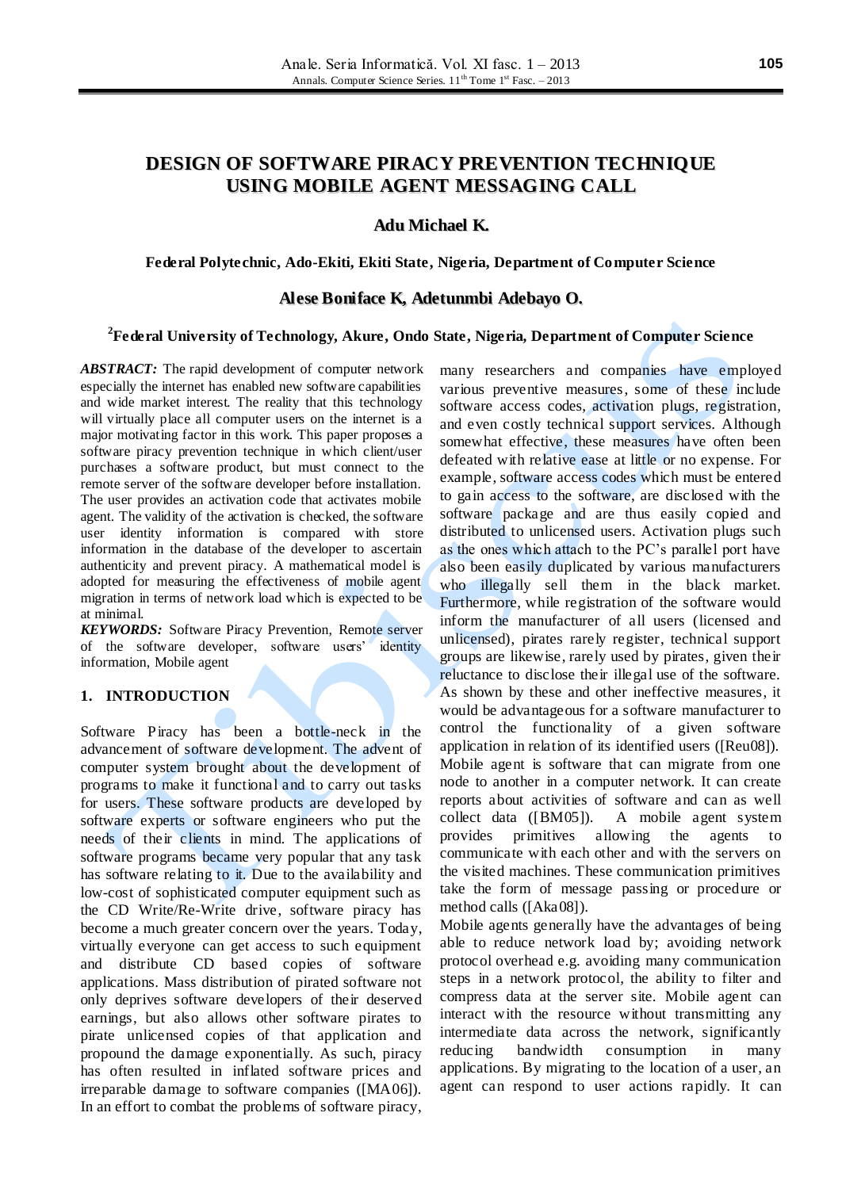# DESIGN OF SOFTWARE PIRACY PREVENTION TECHNIQUE USING MOBILE AGENT MESSAGING CALL

**Adu Michael K.**

**Federal Polytechnic, Ado-Ekiti, Ekiti State, Nigeria, Department of Computer Science**

**Alese Boniface K, Adetunmbi Adebayo O.**

**[2]Federal University of Technology, Akure, Ondo State, Nigeria, Department of Computer Science**

***ABSTRACT:*** The rapid development of computer network especially the internet has enabled new software capabilities and wide market interest. The reality that this technology will virtually place all computer users on the internet is a major motivating factor in this work. This paper proposes a software piracy prevention technique in which client/user purchases a software product, but must connect to the remote server of the software developer before installation. The user provides an activation code that activates mobile agent. The validity of the activation is checked, the software user identity information is compared with store information in the database of the developer to ascertain authenticity and prevent piracy. A mathematical model is adopted for measuring the effectiveness of mobile agent migration in terms of network load which is expected to be at minimal.

***KEYWORDS:*** Software Piracy Prevention, Remote server of the software developer, software users' identity information, Mobile agent

## 1. INTRODUCTION

Software Piracy has been a bottle-neck in the advancement of software development. The advent of computer system brought about the development of programs to make it functional and to carry out tasks for users. These software products are developed by software experts or software engineers who put the needs of their clients in mind. The applications of software programs became very popular that any task has software relating to it. Due to the availability and low-cost of sophisticated computer equipment such as the CD Write/Re-Write drive, software piracy has become a much greater concern over the years. Today, virtually everyone can get access to such equipment and distribute CD based copies of software applications. Mass distribution of pirated software not only deprives software developers of their deserved earnings, but also allows other software pirates to pirate unlicensed copies of that application and propound the damage exponentially. As such, piracy has often resulted in inflated software prices and irreparable damage to software companies ([MA06]). In an effort to combat the problems of software piracy, many researchers and companies have employed various preventive measures, some of these include software access codes, activation plugs, registration, and even costly technical support services. Although somewhat effective, these measures have often been defeated with relative ease at little or no expense. For example, software access codes which must be entered to gain access to the software, are disclosed with the software package and are thus easily copied and distributed to unlicensed users. Activation plugs such as the ones which attach to the PC's parallel port have also been easily duplicated by various manufacturers who illegally sell them in the black market. Furthermore, while registration of the software would inform the manufacturer of all users (licensed and unlicensed), pirates rarely register, technical support groups are likewise, rarely used by pirates, given their reluctance to disclose their illegal use of the software. As shown by these and other ineffective measures, it would be advantageous for a software manufacturer to control the functionality of a given software application in relation of its identified users ([Reu08]).

Mobile agent is software that can migrate from one node to another in a computer network. It can create reports about activities of software and can as well collect data ([BM05]). A mobile agent system provides primitives allowing the agents to communicate with each other and with the servers on the visited machines. These communication primitives take the form of message passing or procedure or method calls ([Aka08]).

Mobile agents generally have the advantages of being able to reduce network load by; avoiding network protocol overhead e.g. avoiding many communication steps in a network protocol, the ability to filter and compress data at the server site. Mobile agent can interact with the resource without transmitting any intermediate data across the network, significantly reducing bandwidth consumption in many applications. By migrating to the location of a user, an agent can respond to user actions rapidly. It can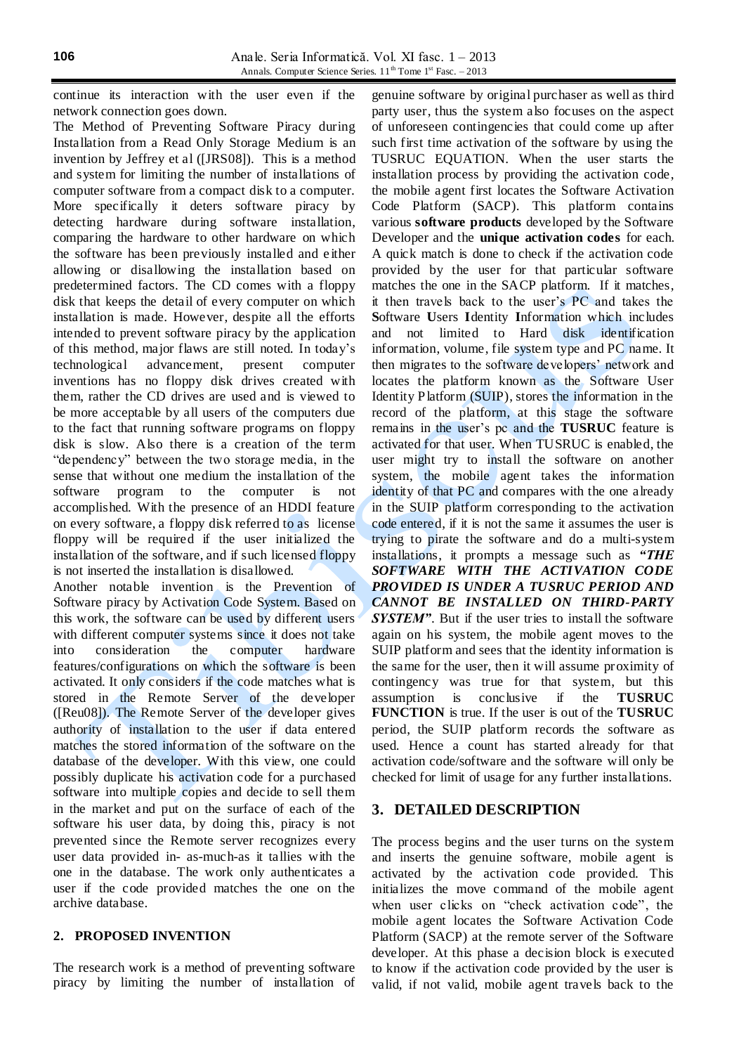continue its interaction with the user even if the network connection goes down.

The Method of Preventing Software Piracy during Installation from a Read Only Storage Medium is an invention by Jeffrey et al ([JRS08]). This is a method and system for limiting the number of installations of computer software from a compact disk to a computer. More specifically it deters software piracy by detecting hardware during software installation, comparing the hardware to other hardware on which the software has been previously installed and either allowing or disallowing the installation based on predetermined factors. The CD comes with a floppy disk that keeps the detail of every computer on which installation is made. However, despite all the efforts intended to prevent software piracy by the application of this method, major flaws are still noted. In today's technological advancement, present computer inventions has no floppy disk drives created with them, rather the CD drives are used and is viewed to be more acceptable by all users of the computers due to the fact that running software programs on floppy disk is slow. Also there is a creation of the term "dependency" between the two storage media, in the sense that without one medium the installation of the software program to the computer is not accomplished. With the presence of an HDDI feature on every software, a floppy disk referred to as license floppy will be required if the user initialized the installation of the software, and if such licensed floppy is not inserted the installation is disallowed.

Another notable invention is the Prevention of Software piracy by Activation Code System. Based on this work, the software can be used by different users with different computer systems since it does not take into consideration the computer hardware features/configurations on which the software is been activated. It only considers if the code matches what is stored in the Remote Server of the developer ([Reu08]). The Remote Server of the developer gives authority of installation to the user if data entered matches the stored information of the software on the database of the developer. With this view, one could possibly duplicate his activation code for a purchased software into multiple copies and decide to sell them in the market and put on the surface of each of the software his user data, by doing this, piracy is not prevented since the Remote server recognizes every user data provided in- as-much-as it tallies with the one in the database. The work only authenticates a user if the code provided matches the one on the archive database.

## 2. PROPOSED INVENTION

The research work is a method of preventing software piracy by limiting the number of installation of genuine software by original purchaser as well as third party user, thus the system also focuses on the aspect of unforeseen contingencies that could come up after such first time activation of the software by using the TUSRUC EQUATION. When the user starts the installation process by providing the activation code, the mobile agent first locates the Software Activation Code Platform (SACP). This platform contains various **software products** developed by the Software Developer and the **unique activation codes** for each. A quick match is done to check if the activation code provided by the user for that particular software matches the one in the SACP platform. If it matches, it then travels back to the user's PC and takes the **S**oftware **U**sers **I**dentity **I**nformation which includes and not limited to Hard disk identification information, volume, file system type and PC name. It then migrates to the software developers' network and locates the platform known as the Software User Identity Platform (SUIP), stores the information in the record of the platform, at this stage the software remains in the user's pc and the **TUSRUC** feature is activated for that user. When TUSRUC is enabled, the user might try to install the software on another system, the mobile agent takes the information identity of that PC and compares with the one already in the SUIP platform corresponding to the activation code entered, if it is not the same it assumes the user is trying to pirate the software and do a multi-system installations, it prompts a message such as ***"THE SOFTWARE WITH THE ACTIVATION CODE PROVIDED IS UNDER A TUSRUC PERIOD AND CANNOT BE INSTALLED ON THIRD-PARTY SYSTEM"***. But if the user tries to install the software again on his system, the mobile agent moves to the SUIP platform and sees that the identity information is the same for the user, then it will assume proximity of contingency was true for that system, but this assumption is conclusive if the **TUSRUC FUNCTION** is true. If the user is out of the **TUSRUC** period, the SUIP platform records the software as used. Hence a count has started already for that activation code/software and the software will only be checked for limit of usage for any further installations.

## 3. DETAILED DESCRIPTION

The process begins and the user turns on the system and inserts the genuine software, mobile agent is activated by the activation code provided. This initializes the move command of the mobile agent when user clicks on "check activation code", the mobile agent locates the Software Activation Code Platform (SACP) at the remote server of the Software developer. At this phase a decision block is executed to know if the activation code provided by the user is valid, if not valid, mobile agent travels back to the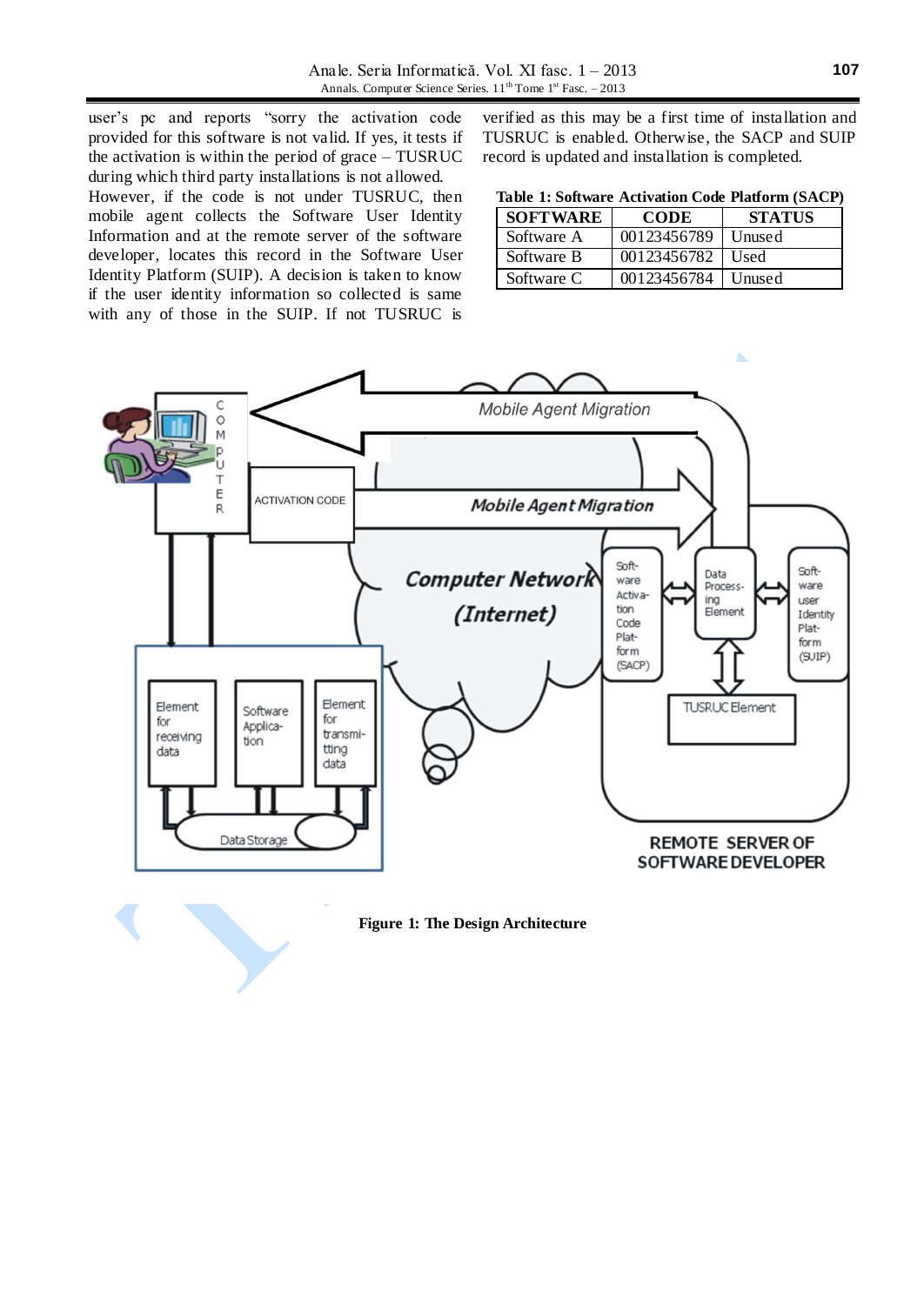user's pc and reports "sorry the activation code provided for this software is not valid. If yes, it tests if the activation is within the period of grace – TUSRUC during which third party installations is not allowed. However, if the code is not under TUSRUC, then mobile agent collects the Software User Identity Information and at the remote server of the software developer, locates this record in the Software User Identity Platform (SUIP). A decision is taken to know if the user identity information so collected is same with any of those in the SUIP. If not TUSRUC is verified as this may be a first time of installation and TUSRUC is enabled. Otherwise, the SACP and SUIP record is updated and installation is completed.

**Table 1: Software Activation Code Platform (SACP)**

| SOFTWARE | CODE | STATUS |
|---|---|---|
| Software A | 00123456789 | Unused |
| Software B | 00123456782 | Used |
| Software C | 00123456784 | Unused |

**Figure 1: The Design Architecture**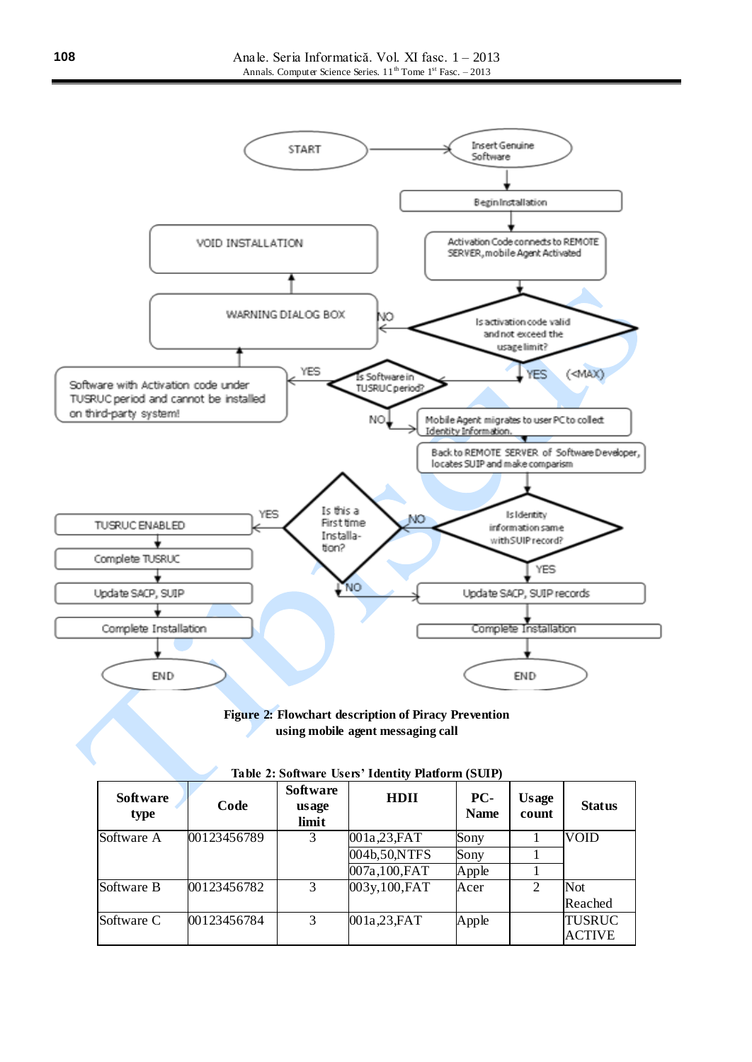**Figure 2: Flowchart description of Piracy Prevention using mobile agent messaging call**

**Table 2: Software Users' Identity Platform (SUIP)**

| Software type | Code | Software usage limit | HDII | PC-Name | Usage count | Status |
|---|---|---|---|---|---|---|
| Software A | 00123456789 | 3 | 001a,23,FAT | Sony | 1 | VOID |
| | | | 004b,50,NTFS | Sony | 1 | |
| | | | 007a,100,FAT | Apple | 1 | |
| Software B | 00123456782 | 3 | 003y,100,FAT | Acer | 2 | Not Reached |
| Software C | 00123456784 | 3 | 001a,23,FAT | Apple | | TUSRUC ACTIVE |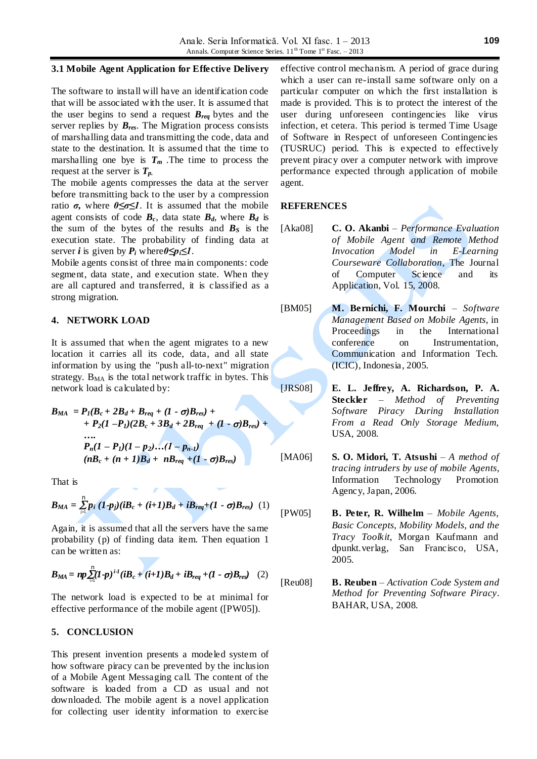### 3.1 Mobile Agent Application for Effective Delivery

The software to install will have an identification code that will be associated with the user. It is assumed that the user begins to send a request $B_{req}$ bytes and the server replies by $B_{res}$. The Migration process consists of marshalling data and transmitting the code, data and state to the destination. It is assumed that the time to marshalling one bye is $T_m$ .The time to process the request at the server is $T_p$.

The mobile agents compresses the data at the server before transmitting back to the user by a compression ratio $\sigma$, where $0 \leq \sigma \leq 1$. It is assumed that the mobile agent consists of code $B_c$, data state $B_d$, where $B_d$ is the sum of the bytes of the results and $B_S$ is the execution state. The probability of finding data at server $i$ is given by $P_i$ where $0 \leq p_i \leq 1$.

Mobile agents consist of three main components: code segment, data state, and execution state. When they are all captured and transferred, it is classified as a strong migration.

## 4. NETWORK LOAD

It is assumed that when the agent migrates to a new location it carries all its code, data, and all state information by using the "push all-to-next" migration strategy. $B_{MA}$ is the total network traffic in bytes. This network load is calculated by:

$$
\begin{aligned}
B_{MA} &= P_1(B_c + 2B_d + B_{req} + (1 - \sigma)B_{res}) + \\
&\quad + P_2(1 - P_1)(2B_c + 3B_d + 2B_{req} + (1 - \sigma)B_{res}) + \\
&\quad \ldots \\
&\quad P_n(1 - P_1)(1 - p_2)\ldots(1 - p_{n-1}) \\
&\quad (nB_c + (n + 1)B_d + nB_{req} + (1 - \sigma)B_{res})
\end{aligned}
$$

That is

$$
B_{MA} = \sum_{j=1}^{n} p_i (1-p_j)(iB_c + (i+1)B_d + iB_{req} + (1 - \sigma)B_{res}) \quad (1)
$$

Again, it is assumed that all the servers have the same probability (p) of finding data item. Then equation 1 can be written as:

$$
B_{MA} = np\sum_{i=1}^{n}(1-p)^{i-1}(iB_c + (i+1)B_d + iB_{req} + (1 - \sigma)B_{res}) \quad (2)
$$

The network load is expected to be at minimal for effective performance of the mobile agent ([PW05]).

## 5. CONCLUSION

This present invention presents a modeled system of how software piracy can be prevented by the inclusion of a Mobile Agent Messaging call. The content of the software is loaded from a CD as usual and not downloaded. The mobile agent is a novel application for collecting user identity information to exercise effective control mechanism. A period of grace during which a user can re-install same software only on a particular computer on which the first installation is made is provided. This is to protect the interest of the user during unforeseen contingencies like virus infection, et cetera. This period is termed Time Usage of Software in Respect of unforeseen Contingencies (TUSRUC) period. This is expected to effectively prevent piracy over a computer network with improve performance expected through application of mobile agent.

## REFERENCES

[Aka08] **C. O. Akanbi** – *Performance Evaluation of Mobile Agent and Remote Method Invocation Model in E-Learning Courseware Collaboration*, The Journal of Computer Science and its Application, Vol. 15, 2008.

[BM05] **M. Bernichi, F. Mourchi** – *Software Management Based on Mobile Agents*, in Proceedings in the International conference on Instrumentation, Communication and Information Tech. (ICIC), Indonesia, 2005.

[JRS08] **E. L. Jeffrey, A. Richardson, P. A. Steckler** – *Method of Preventing Software Piracy During Installation From a Read Only Storage Medium*, USA, 2008.

[MA06] **S. O. Midori, T. Atsushi** – *A method of tracing intruders by use of mobile Agents*, Information Technology Promotion Agency, Japan, 2006.

[PW05] **B. Peter, R. Wilhelm** – *Mobile Agents, Basic Concepts, Mobility Models, and the Tracy Toolkit*, Morgan Kaufmann and dpunkt.verlag, San Francisco, USA, 2005.

[Reu08] **B. Reuben** – *Activation Code System and Method for Preventing Software Piracy*. BAHAR, USA, 2008.